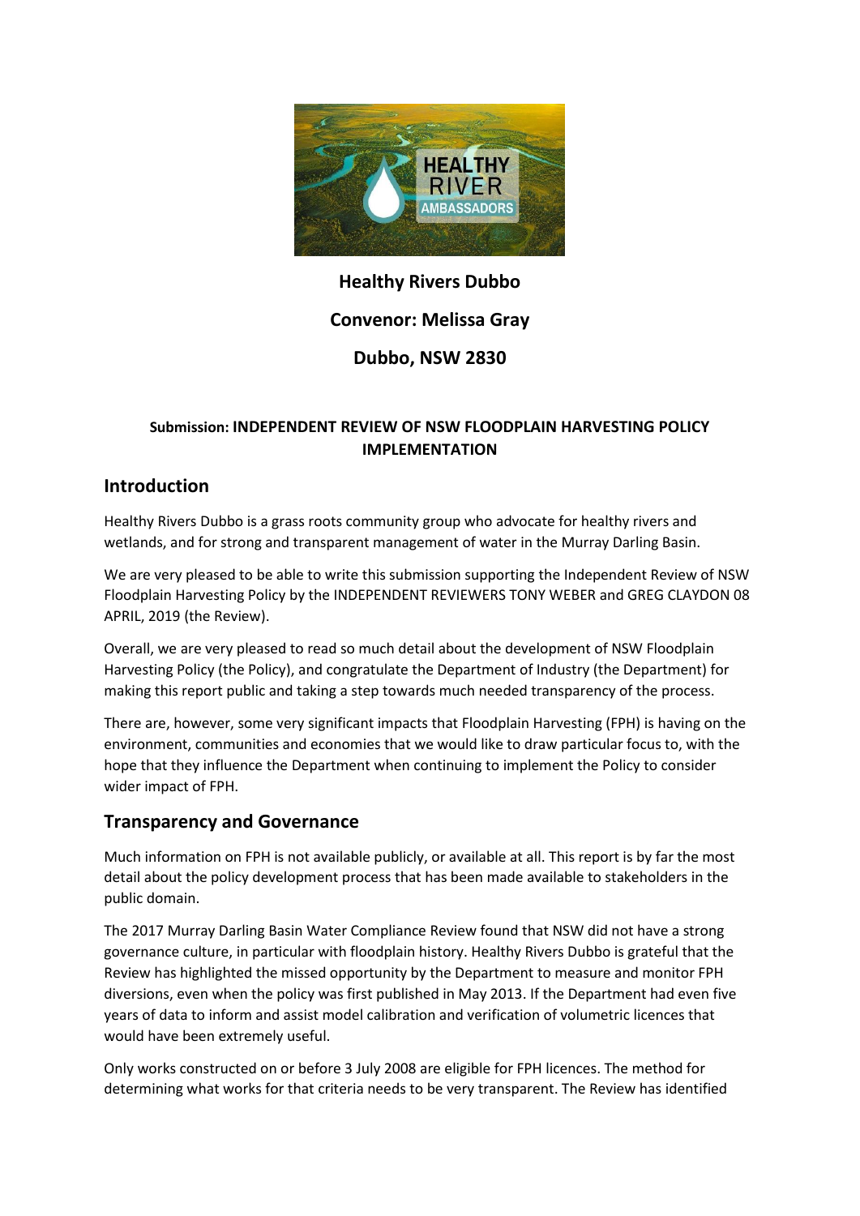**Healthy Rivers Dubbo**

**Convenor: Melissa Gray**

**Dubbo, NSW 2830**

### Submission: INDEPENDENT REVIEW OF NSW FLOODPLAIN HARVESTING POLICY IMPLEMENTATION

## Introduction

Healthy Rivers Dubbo is a grass roots community group who advocate for healthy rivers and wetlands, and for strong and transparent management of water in the Murray Darling Basin.

We are very pleased to be able to write this submission supporting the Independent Review of NSW Floodplain Harvesting Policy by the INDEPENDENT REVIEWERS TONY WEBER and GREG CLAYDON 08 APRIL, 2019 (the Review).

Overall, we are very pleased to read so much detail about the development of NSW Floodplain Harvesting Policy (the Policy), and congratulate the Department of Industry (the Department) for making this report public and taking a step towards much needed transparency of the process.

There are, however, some very significant impacts that Floodplain Harvesting (FPH) is having on the environment, communities and economies that we would like to draw particular focus to, with the hope that they influence the Department when continuing to implement the Policy to consider wider impact of FPH.

## Transparency and Governance

Much information on FPH is not available publicly, or available at all. This report is by far the most detail about the policy development process that has been made available to stakeholders in the public domain.

The 2017 Murray Darling Basin Water Compliance Review found that NSW did not have a strong governance culture, in particular with floodplain history. Healthy Rivers Dubbo is grateful that the Review has highlighted the missed opportunity by the Department to measure and monitor FPH diversions, even when the policy was first published in May 2013. If the Department had even five years of data to inform and assist model calibration and verification of volumetric licences that would have been extremely useful.

Only works constructed on or before 3 July 2008 are eligible for FPH licences. The method for determining what works for that criteria needs to be very transparent. The Review has identified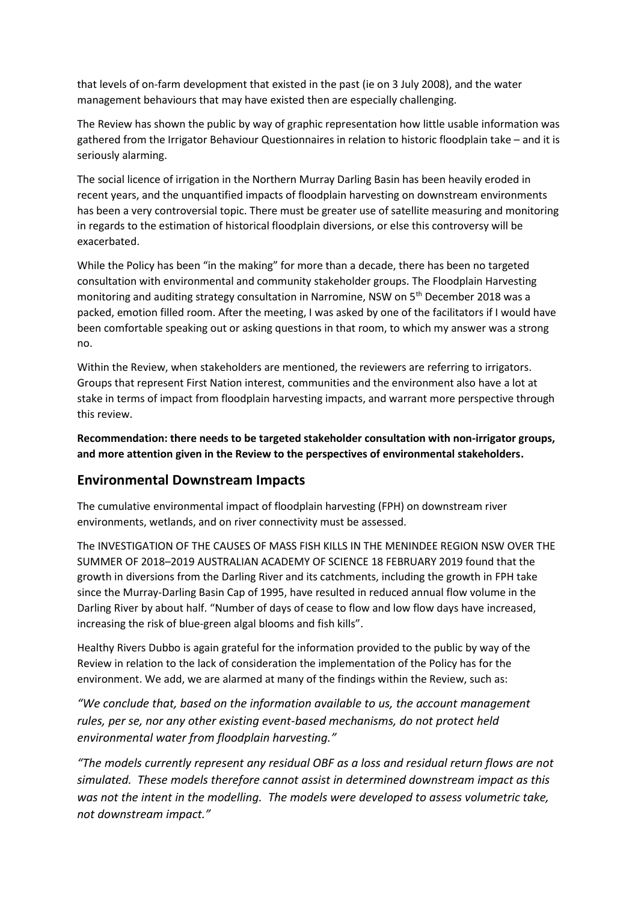that levels of on-farm development that existed in the past (ie on 3 July 2008), and the water management behaviours that may have existed then are especially challenging.

The Review has shown the public by way of graphic representation how little usable information was gathered from the Irrigator Behaviour Questionnaires in relation to historic floodplain take – and it is seriously alarming.

The social licence of irrigation in the Northern Murray Darling Basin has been heavily eroded in recent years, and the unquantified impacts of floodplain harvesting on downstream environments has been a very controversial topic. There must be greater use of satellite measuring and monitoring in regards to the estimation of historical floodplain diversions, or else this controversy will be exacerbated.

While the Policy has been "in the making" for more than a decade, there has been no targeted consultation with environmental and community stakeholder groups. The Floodplain Harvesting monitoring and auditing strategy consultation in Narromine, NSW on 5th December 2018 was a packed, emotion filled room. After the meeting, I was asked by one of the facilitators if I would have been comfortable speaking out or asking questions in that room, to which my answer was a strong no.

Within the Review, when stakeholders are mentioned, the reviewers are referring to irrigators. Groups that represent First Nation interest, communities and the environment also have a lot at stake in terms of impact from floodplain harvesting impacts, and warrant more perspective through this review.

**Recommendation: there needs to be targeted stakeholder consultation with non-irrigator groups, and more attention given in the Review to the perspectives of environmental stakeholders.**

## Environmental Downstream Impacts

The cumulative environmental impact of floodplain harvesting (FPH) on downstream river environments, wetlands, and on river connectivity must be assessed.

The INVESTIGATION OF THE CAUSES OF MASS FISH KILLS IN THE MENINDEE REGION NSW OVER THE SUMMER OF 2018–2019 AUSTRALIAN ACADEMY OF SCIENCE 18 FEBRUARY 2019 found that the growth in diversions from the Darling River and its catchments, including the growth in FPH take since the Murray-Darling Basin Cap of 1995, have resulted in reduced annual flow volume in the Darling River by about half. "Number of days of cease to flow and low flow days have increased, increasing the risk of blue-green algal blooms and fish kills".

Healthy Rivers Dubbo is again grateful for the information provided to the public by way of the Review in relation to the lack of consideration the implementation of the Policy has for the environment. We add, we are alarmed at many of the findings within the Review, such as:

*"We conclude that, based on the information available to us, the account management rules, per se, nor any other existing event-based mechanisms, do not protect held environmental water from floodplain harvesting."*

*"The models currently represent any residual OBF as a loss and residual return flows are not simulated. These models therefore cannot assist in determined downstream impact as this was not the intent in the modelling. The models were developed to assess volumetric take, not downstream impact."*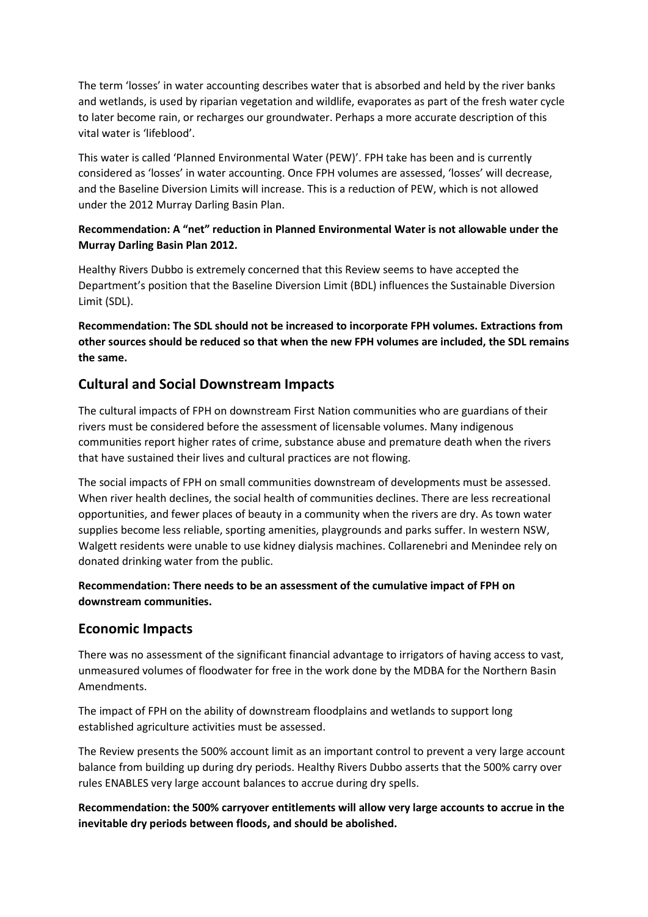The term 'losses' in water accounting describes water that is absorbed and held by the river banks and wetlands, is used by riparian vegetation and wildlife, evaporates as part of the fresh water cycle to later become rain, or recharges our groundwater. Perhaps a more accurate description of this vital water is 'lifeblood'.

This water is called 'Planned Environmental Water (PEW)'. FPH take has been and is currently considered as 'losses' in water accounting. Once FPH volumes are assessed, 'losses' will decrease, and the Baseline Diversion Limits will increase. This is a reduction of PEW, which is not allowed under the 2012 Murray Darling Basin Plan.

**Recommendation: A "net" reduction in Planned Environmental Water is not allowable under the Murray Darling Basin Plan 2012.**

Healthy Rivers Dubbo is extremely concerned that this Review seems to have accepted the Department's position that the Baseline Diversion Limit (BDL) influences the Sustainable Diversion Limit (SDL).

**Recommendation: The SDL should not be increased to incorporate FPH volumes. Extractions from other sources should be reduced so that when the new FPH volumes are included, the SDL remains the same.**

## Cultural and Social Downstream Impacts

The cultural impacts of FPH on downstream First Nation communities who are guardians of their rivers must be considered before the assessment of licensable volumes. Many indigenous communities report higher rates of crime, substance abuse and premature death when the rivers that have sustained their lives and cultural practices are not flowing.

The social impacts of FPH on small communities downstream of developments must be assessed. When river health declines, the social health of communities declines. There are less recreational opportunities, and fewer places of beauty in a community when the rivers are dry. As town water supplies become less reliable, sporting amenities, playgrounds and parks suffer. In western NSW, Walgett residents were unable to use kidney dialysis machines. Collarenebri and Menindee rely on donated drinking water from the public.

**Recommendation: There needs to be an assessment of the cumulative impact of FPH on downstream communities.**

## Economic Impacts

There was no assessment of the significant financial advantage to irrigators of having access to vast, unmeasured volumes of floodwater for free in the work done by the MDBA for the Northern Basin Amendments.

The impact of FPH on the ability of downstream floodplains and wetlands to support long established agriculture activities must be assessed.

The Review presents the 500% account limit as an important control to prevent a very large account balance from building up during dry periods. Healthy Rivers Dubbo asserts that the 500% carry over rules ENABLES very large account balances to accrue during dry spells.

**Recommendation: the 500% carryover entitlements will allow very large accounts to accrue in the inevitable dry periods between floods, and should be abolished.**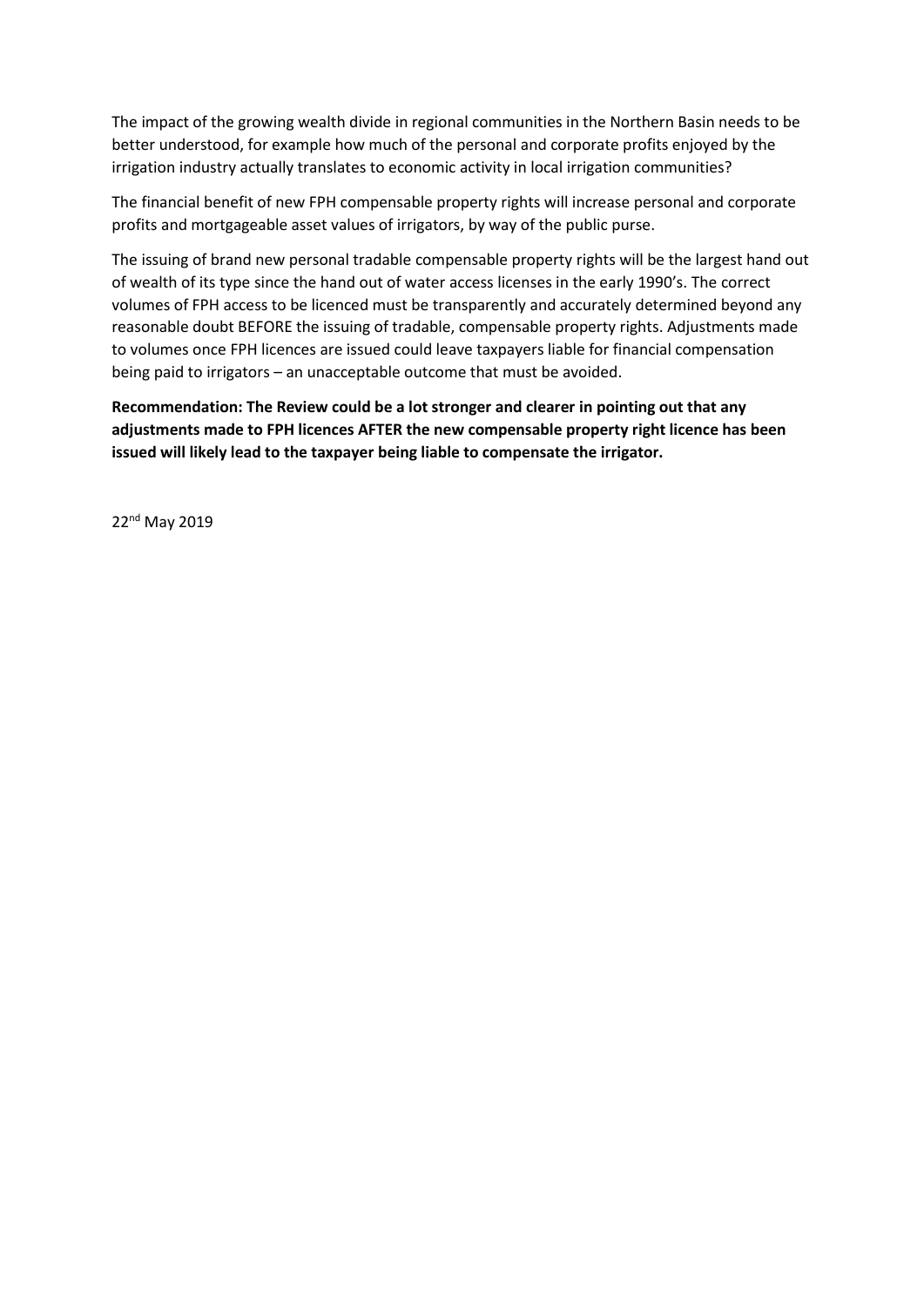The impact of the growing wealth divide in regional communities in the Northern Basin needs to be better understood, for example how much of the personal and corporate profits enjoyed by the irrigation industry actually translates to economic activity in local irrigation communities?

The financial benefit of new FPH compensable property rights will increase personal and corporate profits and mortgageable asset values of irrigators, by way of the public purse.

The issuing of brand new personal tradable compensable property rights will be the largest hand out of wealth of its type since the hand out of water access licenses in the early 1990's. The correct volumes of FPH access to be licenced must be transparently and accurately determined beyond any reasonable doubt BEFORE the issuing of tradable, compensable property rights. Adjustments made to volumes once FPH licences are issued could leave taxpayers liable for financial compensation being paid to irrigators – an unacceptable outcome that must be avoided.

**Recommendation: The Review could be a lot stronger and clearer in pointing out that any adjustments made to FPH licences AFTER the new compensable property right licence has been issued will likely lead to the taxpayer being liable to compensate the irrigator.**

22nd May 2019